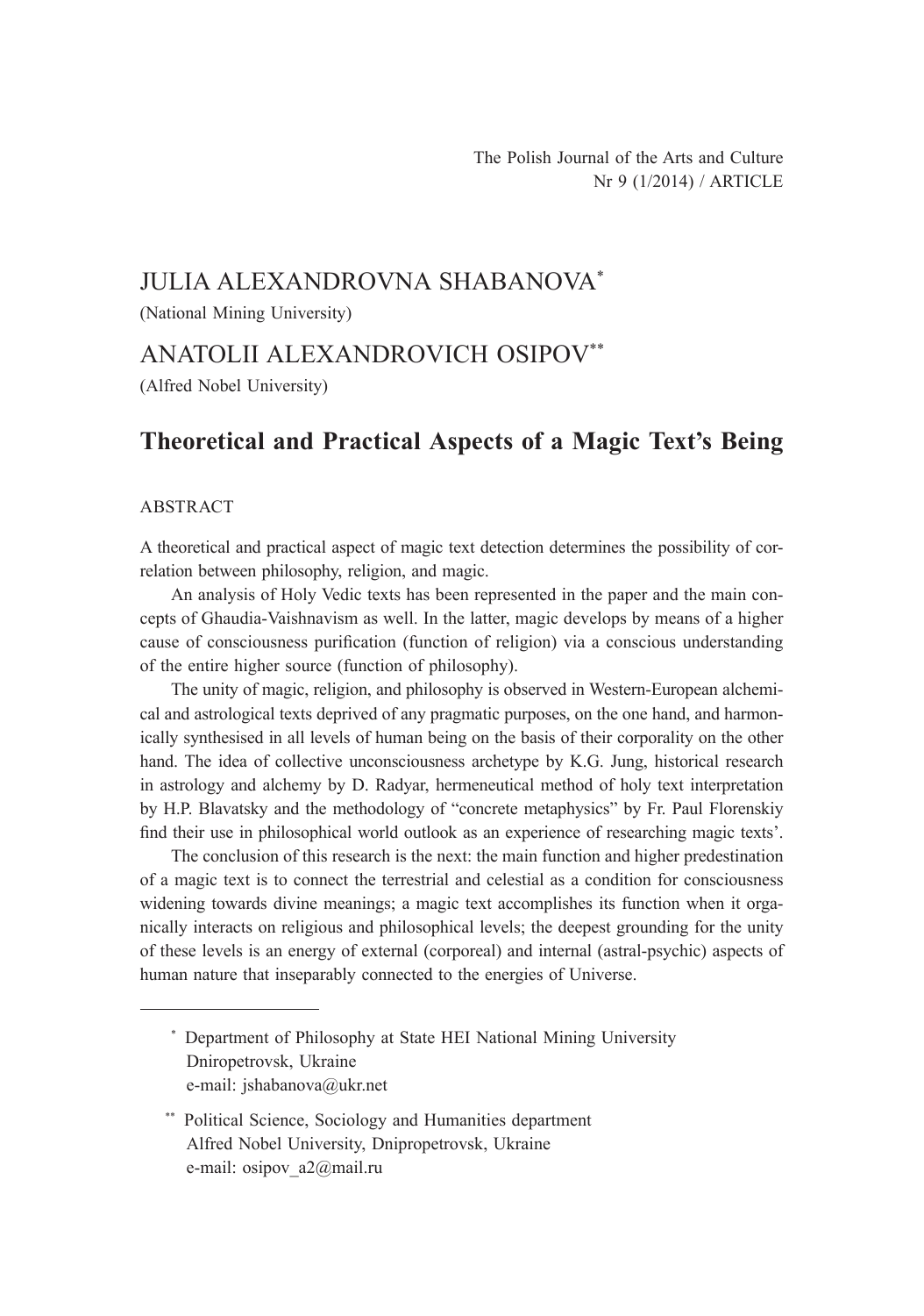# JULIA ALEXANDROVNA SHABANOVA[*]

(National Mining University)

# ANATOLII ALEXANDROVICH OSIPOV[**]

(Alfred Nobel University)

## Theoretical and Practical Aspects of a Magic Text's Being

### ABSTRACT

A theoretical and practical aspect of magic text detection determines the possibility of correlation between philosophy, religion, and magic.

An analysis of Holy Vedic texts has been represented in the paper and the main concepts of Ghaudia-Vaishnavism as well. In the latter, magic develops by means of a higher cause of consciousness purification (function of religion) via a conscious understanding of the entire higher source (function of philosophy).

The unity of magic, religion, and philosophy is observed in Western-European alchemical and astrological texts deprived of any pragmatic purposes, on the one hand, and harmonically synthesised in all levels of human being on the basis of their corporality on the other hand. The idea of collective unconsciousness archetype by K.G. Jung, historical research in astrology and alchemy by D. Radyar, hermeneutical method of holy text interpretation by H.P. Blavatsky and the methodology of "concrete metaphysics" by Fr. Paul Florenskiy find their use in philosophical world outlook as an experience of researching magic texts'.

The conclusion of this research is the next: the main function and higher predestination of a magic text is to connect the terrestrial and celestial as a condition for consciousness widening towards divine meanings; a magic text accomplishes its function when it organically interacts on religious and philosophical levels; the deepest grounding for the unity of these levels is an energy of external (corporeal) and internal (astral-psychic) aspects of human nature that inseparably connected to the energies of Universe.

---

[*] Department of Philosophy at State HEI National Mining University Dniropetrovsk, Ukraine e-mail: jshabanova@ukr.net

[**] Political Science, Sociology and Humanities department Alfred Nobel University, Dnipropetrovsk, Ukraine e-mail: osipov_a2@mail.ru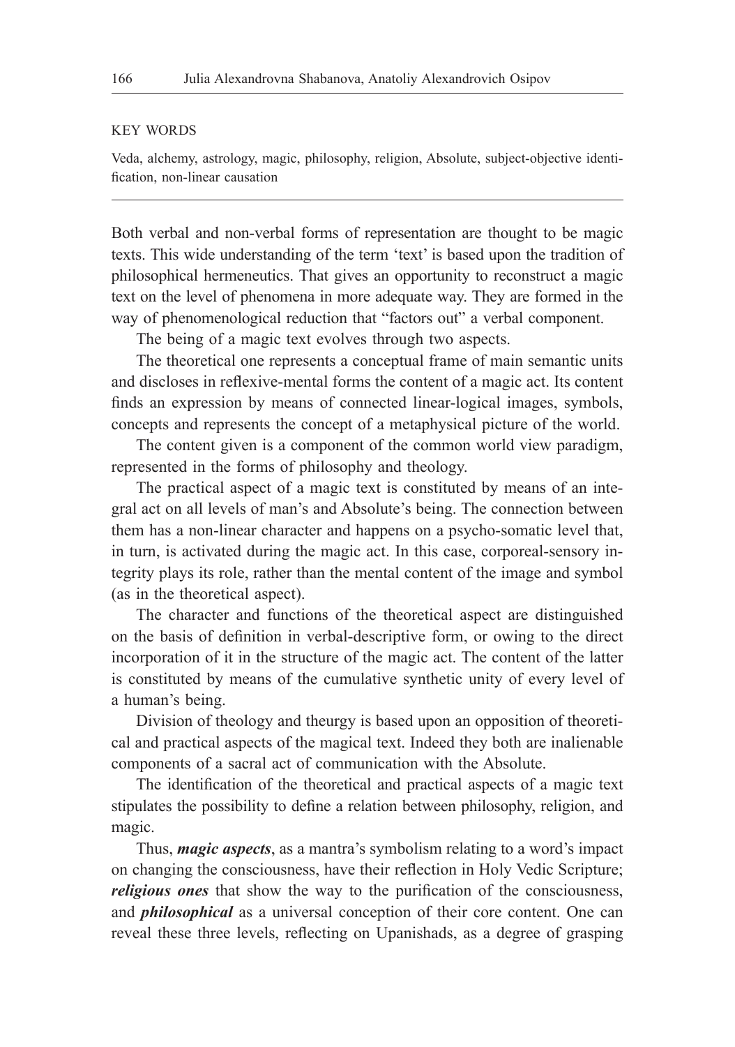KEY WORDS

Veda, alchemy, astrology, magic, philosophy, religion, Absolute, subject-objective identification, non-linear causation

---

Both verbal and non-verbal forms of representation are thought to be magic texts. This wide understanding of the term 'text' is based upon the tradition of philosophical hermeneutics. That gives an opportunity to reconstruct a magic text on the level of phenomena in more adequate way. They are formed in the way of phenomenological reduction that "factors out" a verbal component.

The being of a magic text evolves through two aspects.

The theoretical one represents a conceptual frame of main semantic units and discloses in reflexive-mental forms the content of a magic act. Its content finds an expression by means of connected linear-logical images, symbols, concepts and represents the concept of a metaphysical picture of the world.

The content given is a component of the common world view paradigm, represented in the forms of philosophy and theology.

The practical aspect of a magic text is constituted by means of an integral act on all levels of man's and Absolute's being. The connection between them has a non-linear character and happens on a psycho-somatic level that, in turn, is activated during the magic act. In this case, corporeal-sensory integrity plays its role, rather than the mental content of the image and symbol (as in the theoretical aspect).

The character and functions of the theoretical aspect are distinguished on the basis of definition in verbal-descriptive form, or owing to the direct incorporation of it in the structure of the magic act. The content of the latter is constituted by means of the cumulative synthetic unity of every level of a human's being.

Division of theology and theurgy is based upon an opposition of theoretical and practical aspects of the magical text. Indeed they both are inalienable components of a sacral act of communication with the Absolute.

The identification of the theoretical and practical aspects of a magic text stipulates the possibility to define a relation between philosophy, religion, and magic.

Thus, ***magic aspects***, as a mantra's symbolism relating to a word's impact on changing the consciousness, have their reflection in Holy Vedic Scripture; ***religious ones*** that show the way to the purification of the consciousness, and ***philosophical*** as a universal conception of their core content. One can reveal these three levels, reflecting on Upanishads, as a degree of grasping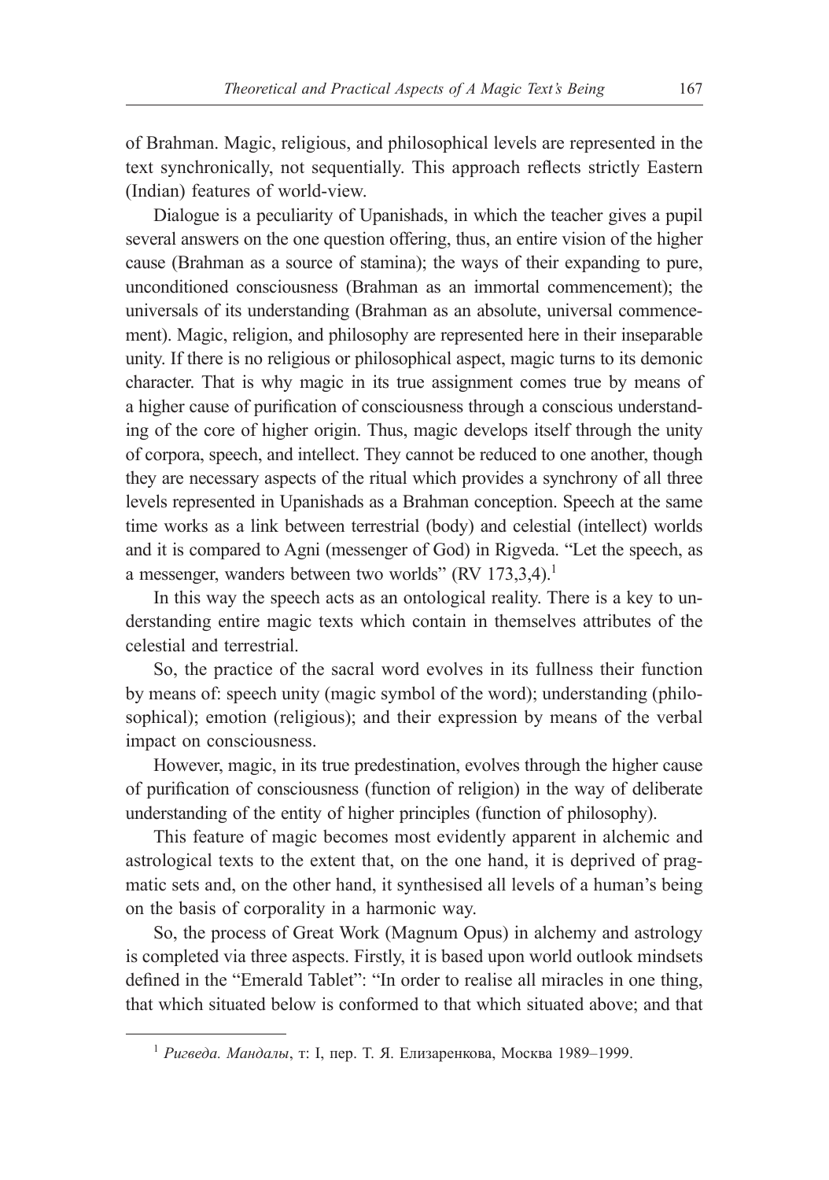of Brahman. Magic, religious, and philosophical levels are represented in the text synchronically, not sequentially. This approach reflects strictly Eastern (Indian) features of world-view.

Dialogue is a peculiarity of Upanishads, in which the teacher gives a pupil several answers on the one question offering, thus, an entire vision of the higher cause (Brahman as a source of stamina); the ways of their expanding to pure, unconditioned consciousness (Brahman as an immortal commencement); the universals of its understanding (Brahman as an absolute, universal commencement). Magic, religion, and philosophy are represented here in their inseparable unity. If there is no religious or philosophical aspect, magic turns to its demonic character. That is why magic in its true assignment comes true by means of a higher cause of purification of consciousness through a conscious understanding of the core of higher origin. Thus, magic develops itself through the unity of corpora, speech, and intellect. They cannot be reduced to one another, though they are necessary aspects of the ritual which provides a synchrony of all three levels represented in Upanishads as a Brahman conception. Speech at the same time works as a link between terrestrial (body) and celestial (intellect) worlds and it is compared to Agni (messenger of God) in Rigveda. "Let the speech, as a messenger, wanders between two worlds" (RV 173,3,4).[1]

In this way the speech acts as an ontological reality. There is a key to understanding entire magic texts which contain in themselves attributes of the celestial and terrestrial.

So, the practice of the sacral word evolves in its fullness their function by means of: speech unity (magic symbol of the word); understanding (philosophical); emotion (religious); and their expression by means of the verbal impact on consciousness.

However, magic, in its true predestination, evolves through the higher cause of purification of consciousness (function of religion) in the way of deliberate understanding of the entity of higher principles (function of philosophy).

This feature of magic becomes most evidently apparent in alchemic and astrological texts to the extent that, on the one hand, it is deprived of pragmatic sets and, on the other hand, it synthesised all levels of a human's being on the basis of corporality in a harmonic way.

So, the process of Great Work (Magnum Opus) in alchemy and astrology is completed via three aspects. Firstly, it is based upon world outlook mindsets defined in the "Emerald Tablet": "In order to realise all miracles in one thing, that which situated below is conformed to that which situated above; and that

---

[1] *Ригведа. Мандалы*, т: I, пер. Т. Я. Елизаренкова, Москва 1989–1999.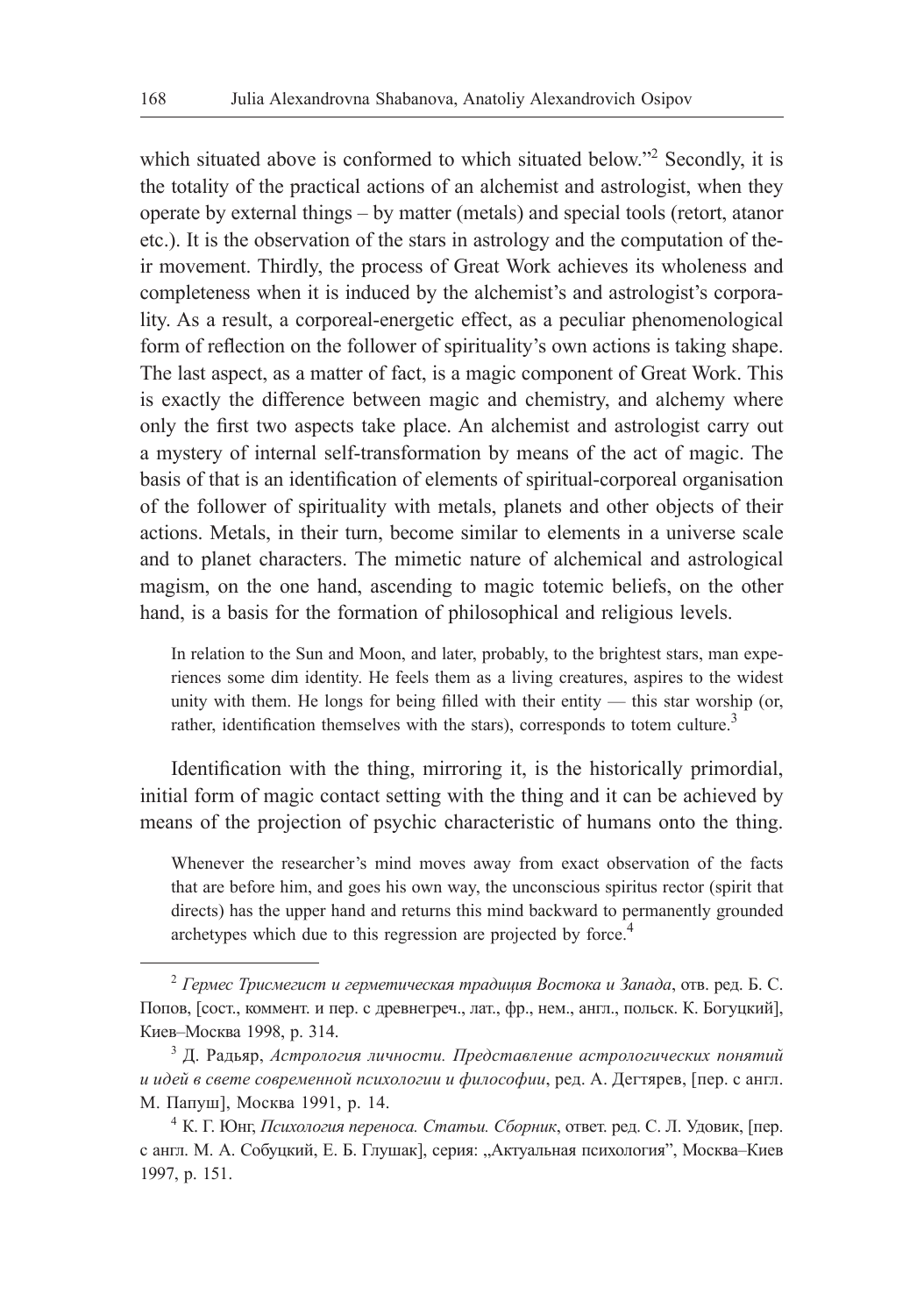which situated above is conformed to which situated below."[2] Secondly, it is the totality of the practical actions of an alchemist and astrologist, when they operate by external things – by matter (metals) and special tools (retort, atanor etc.). It is the observation of the stars in astrology and the computation of their movement. Thirdly, the process of Great Work achieves its wholeness and completeness when it is induced by the alchemist's and astrologist's corporality. As a result, a corporeal-energetic effect, as a peculiar phenomenological form of reflection on the follower of spirituality's own actions is taking shape. The last aspect, as a matter of fact, is a magic component of Great Work. This is exactly the difference between magic and chemistry, and alchemy where only the first two aspects take place. An alchemist and astrologist carry out a mystery of internal self-transformation by means of the act of magic. The basis of that is an identification of elements of spiritual-corporeal organisation of the follower of spirituality with metals, planets and other objects of their actions. Metals, in their turn, become similar to elements in a universe scale and to planet characters. The mimetic nature of alchemical and astrological magism, on the one hand, ascending to magic totemic beliefs, on the other hand, is a basis for the formation of philosophical and religious levels.

> In relation to the Sun and Moon, and later, probably, to the brightest stars, man experiences some dim identity. He feels them as a living creatures, aspires to the widest unity with them. He longs for being filled with their entity — this star worship (or, rather, identification themselves with the stars), corresponds to totem culture.[3]

Identification with the thing, mirroring it, is the historically primordial, initial form of magic contact setting with the thing and it can be achieved by means of the projection of psychic characteristic of humans onto the thing.

> Whenever the researcher's mind moves away from exact observation of the facts that are before him, and goes his own way, the unconscious spiritus rector (spirit that directs) has the upper hand and returns this mind backward to permanently grounded archetypes which due to this regression are projected by force.[4]

---

[2] *Гермес Трисмегист и герметическая традиция Востока и Запада*, отв. ред. Б. С. Попов, [сост., коммент. и пер. с древнегреч., лат., фр., нем., англ., польск. К. Богуцкий], Киев–Москва 1998, p. 314.

[3] Д. Радьяр, *Астрология личности. Представление астрологических понятий и идей в свете современной психологии и философии*, ред. А. Дегтярев, [пер. с англ. М. Папуш], Москва 1991, p. 14.

[4] К. Г. Юнг, *Психология переноса. Статьи. Сборник*, ответ. ред. С. Л. Удовик, [пер. с англ. М. А. Собуцкий, Е. Б. Глушак], серия: „Актуальная психология", Москва–Киев 1997, p. 151.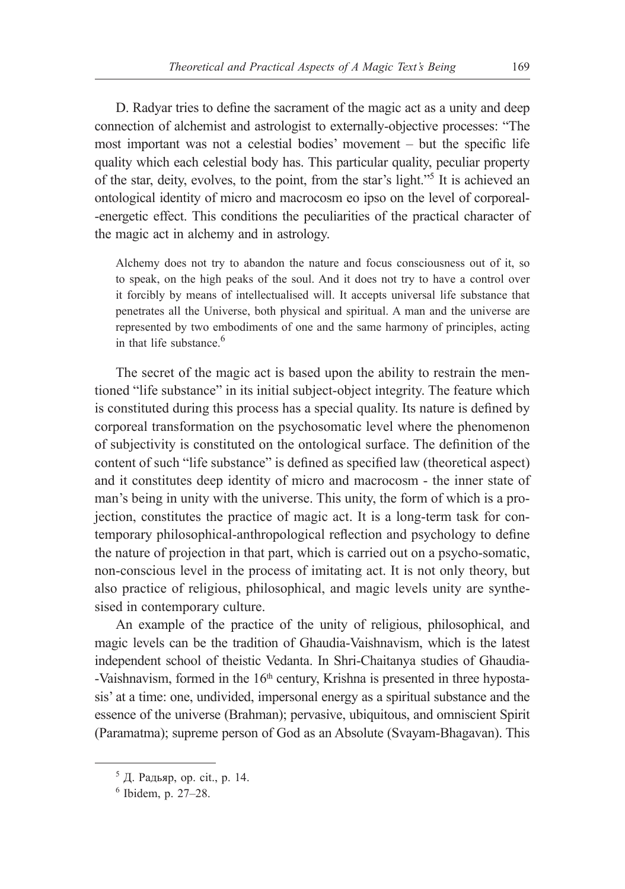D. Radyar tries to define the sacrament of the magic act as a unity and deep connection of alchemist and astrologist to externally-objective processes: "The most important was not a celestial bodies' movement – but the specific life quality which each celestial body has. This particular quality, peculiar property of the star, deity, evolves, to the point, from the star's light."[5] It is achieved an ontological identity of micro and macrocosm eo ipso on the level of corporeal-energetic effect. This conditions the peculiarities of the practical character of the magic act in alchemy and in astrology.

> Alchemy does not try to abandon the nature and focus consciousness out of it, so to speak, on the high peaks of the soul. And it does not try to have a control over it forcibly by means of intellectualised will. It accepts universal life substance that penetrates all the Universe, both physical and spiritual. A man and the universe are represented by two embodiments of one and the same harmony of principles, acting in that life substance.[6]

The secret of the magic act is based upon the ability to restrain the mentioned "life substance" in its initial subject-object integrity. The feature which is constituted during this process has a special quality. Its nature is defined by corporeal transformation on the psychosomatic level where the phenomenon of subjectivity is constituted on the ontological surface. The definition of the content of such "life substance" is defined as specified law (theoretical aspect) and it constitutes deep identity of micro and macrocosm - the inner state of man's being in unity with the universe. This unity, the form of which is a projection, constitutes the practice of magic act. It is a long-term task for contemporary philosophical-anthropological reflection and psychology to define the nature of projection in that part, which is carried out on a psycho-somatic, non-conscious level in the process of imitating act. It is not only theory, but also practice of religious, philosophical, and magic levels unity are synthesised in contemporary culture.

An example of the practice of the unity of religious, philosophical, and magic levels can be the tradition of Ghaudia-Vaishnavism, which is the latest independent school of theistic Vedanta. In Shri-Chaitanya studies of Ghaudia-Vaishnavism, formed in the 16th century, Krishna is presented in three hypostasis' at a time: one, undivided, impersonal energy as a spiritual substance and the essence of the universe (Brahman); pervasive, ubiquitous, and omniscient Spirit (Paramatma); supreme person of God as an Absolute (Svayam-Bhagavan). This

---

[5] Д. Радьяр, op. cit., p. 14.

[6] Ibidem, p. 27–28.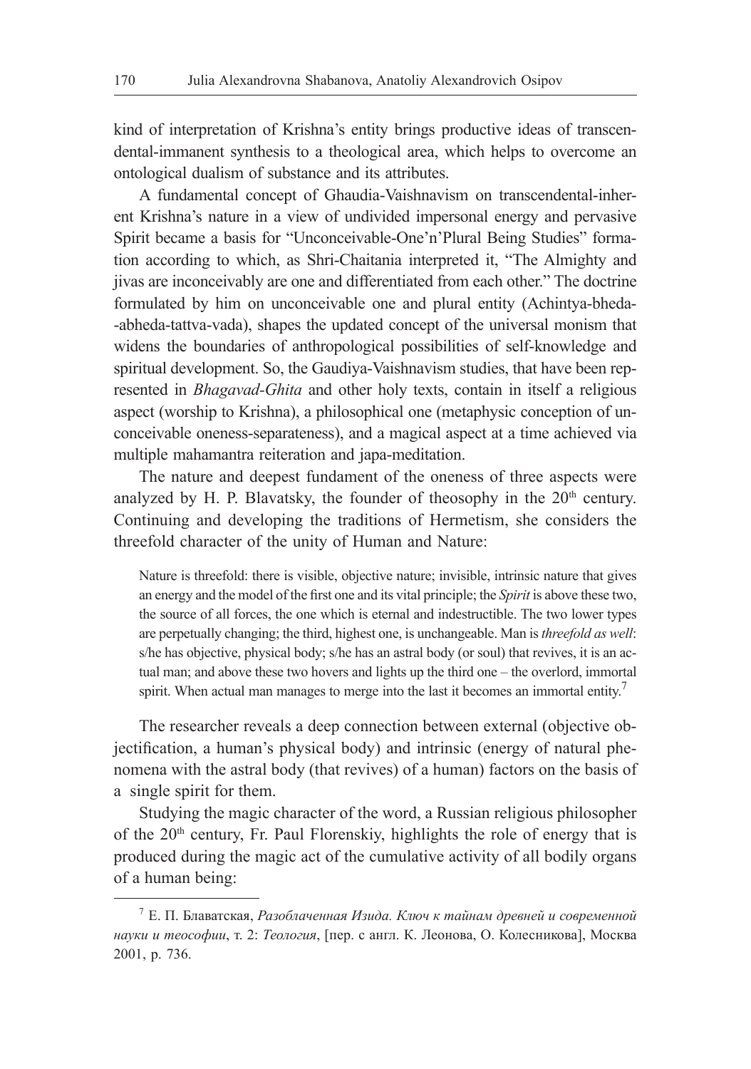kind of interpretation of Krishna's entity brings productive ideas of transcendental-immanent synthesis to a theological area, which helps to overcome an ontological dualism of substance and its attributes.

A fundamental concept of Ghaudia-Vaishnavism on transcendental-inherent Krishna's nature in a view of undivided impersonal energy and pervasive Spirit became a basis for "Unconceivable-One'n'Plural Being Studies" formation according to which, as Shri-Chaitania interpreted it, "The Almighty and jivas are inconceivably are one and differentiated from each other." The doctrine formulated by him on unconceivable one and plural entity (Achintya-bheda--abheda-tattva-vada), shapes the updated concept of the universal monism that widens the boundaries of anthropological possibilities of self-knowledge and spiritual development. So, the Gaudiya-Vaishnavism studies, that have been represented in *Bhagavad-Ghita* and other holy texts, contain in itself a religious aspect (worship to Krishna), a philosophical one (metaphysic conception of unconceivable oneness-separateness), and a magical aspect at a time achieved via multiple mahamantra reiteration and japa-meditation.

The nature and deepest fundament of the oneness of three aspects were analyzed by H. P. Blavatsky, the founder of theosophy in the 20th century. Continuing and developing the traditions of Hermetism, she considers the threefold character of the unity of Human and Nature:

> Nature is threefold: there is visible, objective nature; invisible, intrinsic nature that gives an energy and the model of the first one and its vital principle; the *Spirit* is above these two, the source of all forces, the one which is eternal and indestructible. The two lower types are perpetually changing; the third, highest one, is unchangeable. Man is *threefold as well*: s/he has objective, physical body; s/he has an astral body (or soul) that revives, it is an actual man; and above these two hovers and lights up the third one – the overlord, immortal spirit. When actual man manages to merge into the last it becomes an immortal entity.[7]

The researcher reveals a deep connection between external (objective objectification, a human's physical body) and intrinsic (energy of natural phenomena with the astral body (that revives) of a human) factors on the basis of a single spirit for them.

Studying the magic character of the word, a Russian religious philosopher of the 20th century, Fr. Paul Florenskiy, highlights the role of energy that is produced during the magic act of the cumulative activity of all bodily organs of a human being:

---

[7] Е. П. Блаватская, *Разоблаченная Изида. Ключ к тайнам древней и современной науки и теософии*, т. 2: *Теология*, [пер. с англ. К. Леонова, О. Колесникова], Москва 2001, p. 736.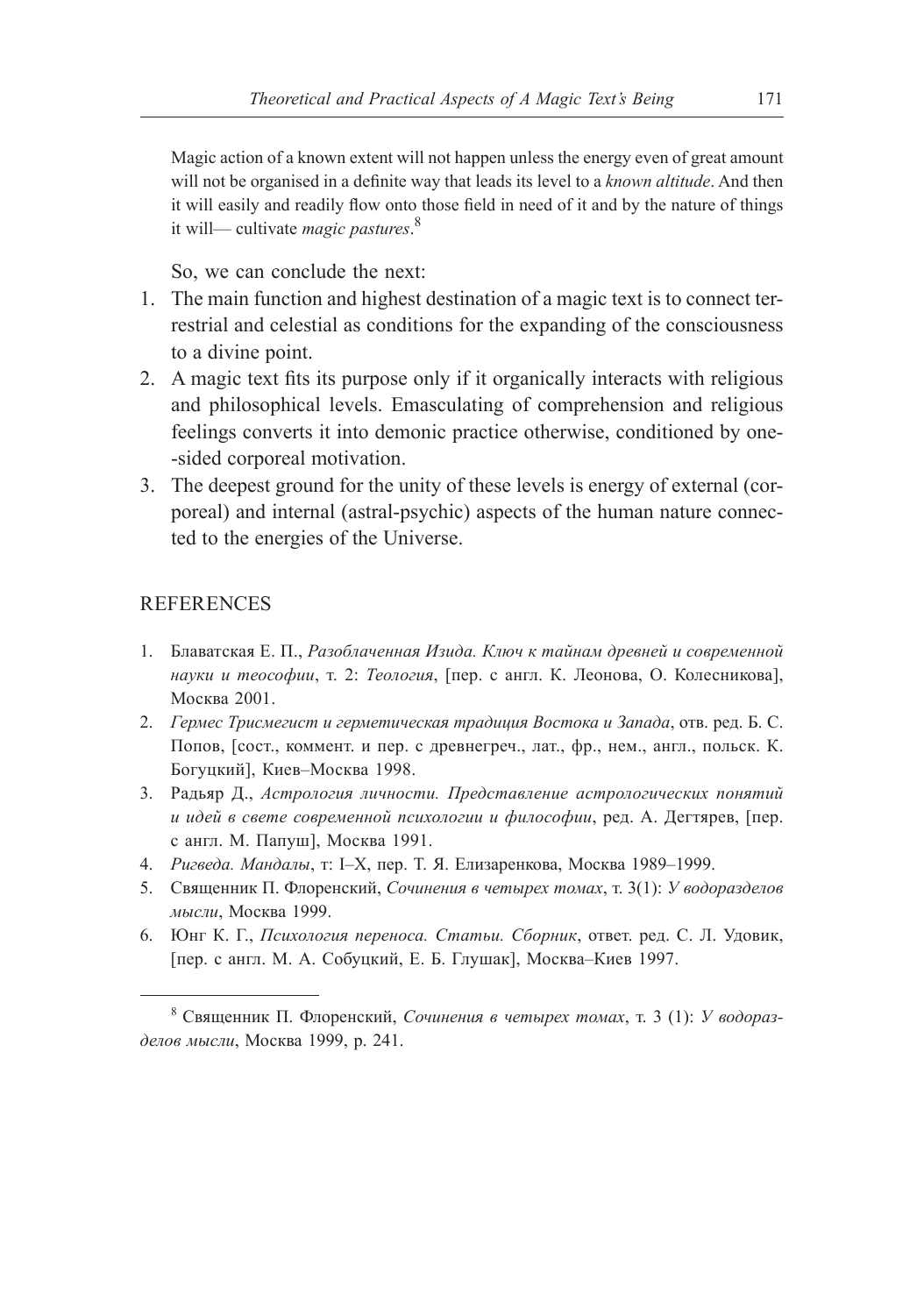> Magic action of a known extent will not happen unless the energy even of great amount will not be organised in a definite way that leads its level to a *known altitude*. And then it will easily and readily flow onto those field in need of it and by the nature of things it will— cultivate *magic pastures*.[8]

So, we can conclude the next:

1. The main function and highest destination of a magic text is to connect terrestrial and celestial as conditions for the expanding of the consciousness to a divine point.
2. A magic text fits its purpose only if it organically interacts with religious and philosophical levels. Emasculating of comprehension and religious feelings converts it into demonic practice otherwise, conditioned by one-sided corporeal motivation.
3. The deepest ground for the unity of these levels is energy of external (corporeal) and internal (astral-psychic) aspects of the human nature connected to the energies of the Universe.

## REFERENCES

1. Блаватская Е. П., *Разоблаченная Изида. Ключ к тайнам древней и современной науки и теософии*, т. 2: *Теология*, [пер. с англ. К. Леонова, О. Колесникова], Москва 2001.
2. *Гермес Трисмегист и герметическая традиция Востока и Запада*, отв. ред. Б. С. Попов, [сост., коммент. и пер. с древнегреч., лат., фр., нем., англ., польск. К. Богуцкий], Киев–Москва 1998.
3. Радьяр Д., *Астрология личности. Представление астрологических понятий и идей в свете современной психологии и философии*, ред. А. Дегтярев, [пер. с англ. М. Папуш], Москва 1991.
4. *Ригведа. Мандалы*, т: I–X, пер. Т. Я. Елизаренкова, Москва 1989–1999.
5. Священник П. Флоренский, *Сочинения в четырех томах*, т. 3(1): *У водоразделов мысли*, Москва 1999.
6. Юнг К. Г., *Психология переноса. Статьи. Сборник*, ответ. ред. С. Л. Удовик, [пер. с англ. М. А. Собуцкий, Е. Б. Глушак], Москва–Киев 1997.

---

[8] Священник П. Флоренский, *Сочинения в четырех томах*, т. 3 (1): *У водоразделов мысли*, Москва 1999, p. 241.